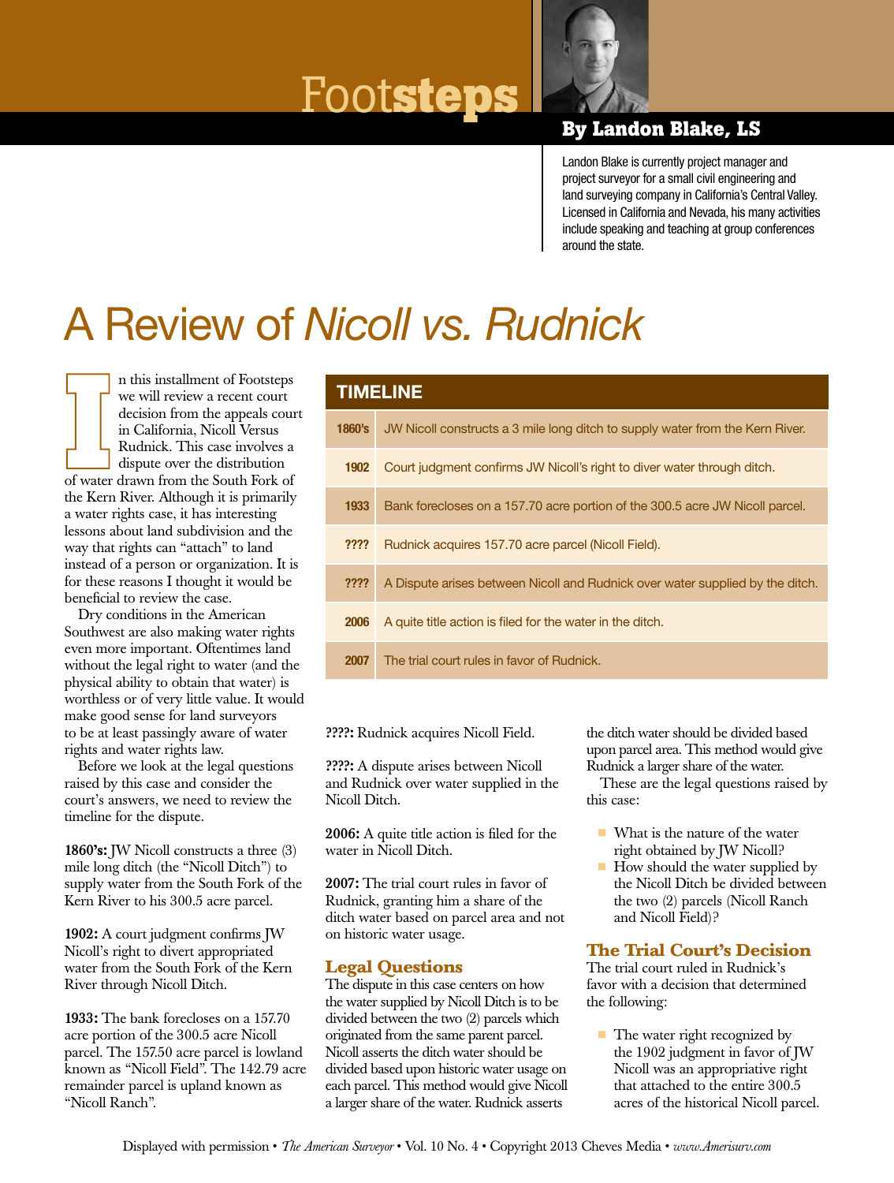# Footsteps

**By Landon Blake, LS**

Landon Blake is currently project manager and project surveyor for a small civil engineering and land surveying company in California's Central Valley. Licensed in California and Nevada, his many activities include speaking and teaching at group conferences around the state.

# A Review of *Nicoll vs. Rudnick*

In this installment of Footsteps we will review a recent court decision from the appeals court in California, Nicoll Versus Rudnick. This case involves a dispute over the distribution of water drawn from the South Fork of the Kern River. Although it is primarily a water rights case, it has interesting lessons about land subdivision and the way that rights can "attach" to land instead of a person or organization. It is for these reasons I thought it would be beneficial to review the case.

Dry conditions in the American Southwest are also making water rights even more important. Oftentimes land without the legal right to water (and the physical ability to obtain that water) is worthless or of very little value. It would make good sense for land surveyors to be at least passingly aware of water rights and water rights law.

Before we look at the legal questions raised by this case and consider the court's answers, we need to review the timeline for the dispute.

| TIMELINE | |
|---|---|
| 1860's | JW Nicoll constructs a 3 mile long ditch to supply water from the Kern River. |
| 1902 | Court judgment confirms JW Nicoll's right to diver water through ditch. |
| 1933 | Bank forecloses on a 157.70 acre portion of the 300.5 acre JW Nicoll parcel. |
| ???? | Rudnick acquires 157.70 acre parcel (Nicoll Field). |
| ???? | A Dispute arises between Nicoll and Rudnick over water supplied by the ditch. |
| 2006 | A quite title action is filed for the water in the ditch. |
| 2007 | The trial court rules in favor of Rudnick. |

**1860's:** JW Nicoll constructs a three (3) mile long ditch (the "Nicoll Ditch") to supply water from the South Fork of the Kern River to his 300.5 acre parcel.

**1902:** A court judgment confirms JW Nicoll's right to divert appropriated water from the South Fork of the Kern River through Nicoll Ditch.

**1933:** The bank forecloses on a 157.70 acre portion of the 300.5 acre Nicoll parcel. The 157.50 acre parcel is lowland known as "Nicoll Field". The 142.79 acre remainder parcel is upland known as "Nicoll Ranch".

**????:** Rudnick acquires Nicoll Field.

**????:** A dispute arises between Nicoll and Rudnick over water supplied in the Nicoll Ditch.

**2006:** A quite title action is filed for the water in Nicoll Ditch.

**2007:** The trial court rules in favor of Rudnick, granting him a share of the ditch water based on parcel area and not on historic water usage.

## Legal Questions

The dispute in this case centers on how the water supplied by Nicoll Ditch is to be divided between the two (2) parcels which originated from the same parent parcel. Nicoll asserts the ditch water should be divided based upon historic water usage on each parcel. This method would give Nicoll a larger share of the water. Rudnick asserts the ditch water should be divided based upon parcel area. This method would give Rudnick a larger share of the water.

These are the legal questions raised by this case:

- What is the nature of the water right obtained by JW Nicoll?
- How should the water supplied by the Nicoll Ditch be divided between the two (2) parcels (Nicoll Ranch and Nicoll Field)?

## The Trial Court's Decision

The trial court ruled in Rudnick's favor with a decision that determined the following:

- The water right recognized by the 1902 judgment in favor of JW Nicoll was an appropriative right that attached to the entire 300.5 acres of the historical Nicoll parcel.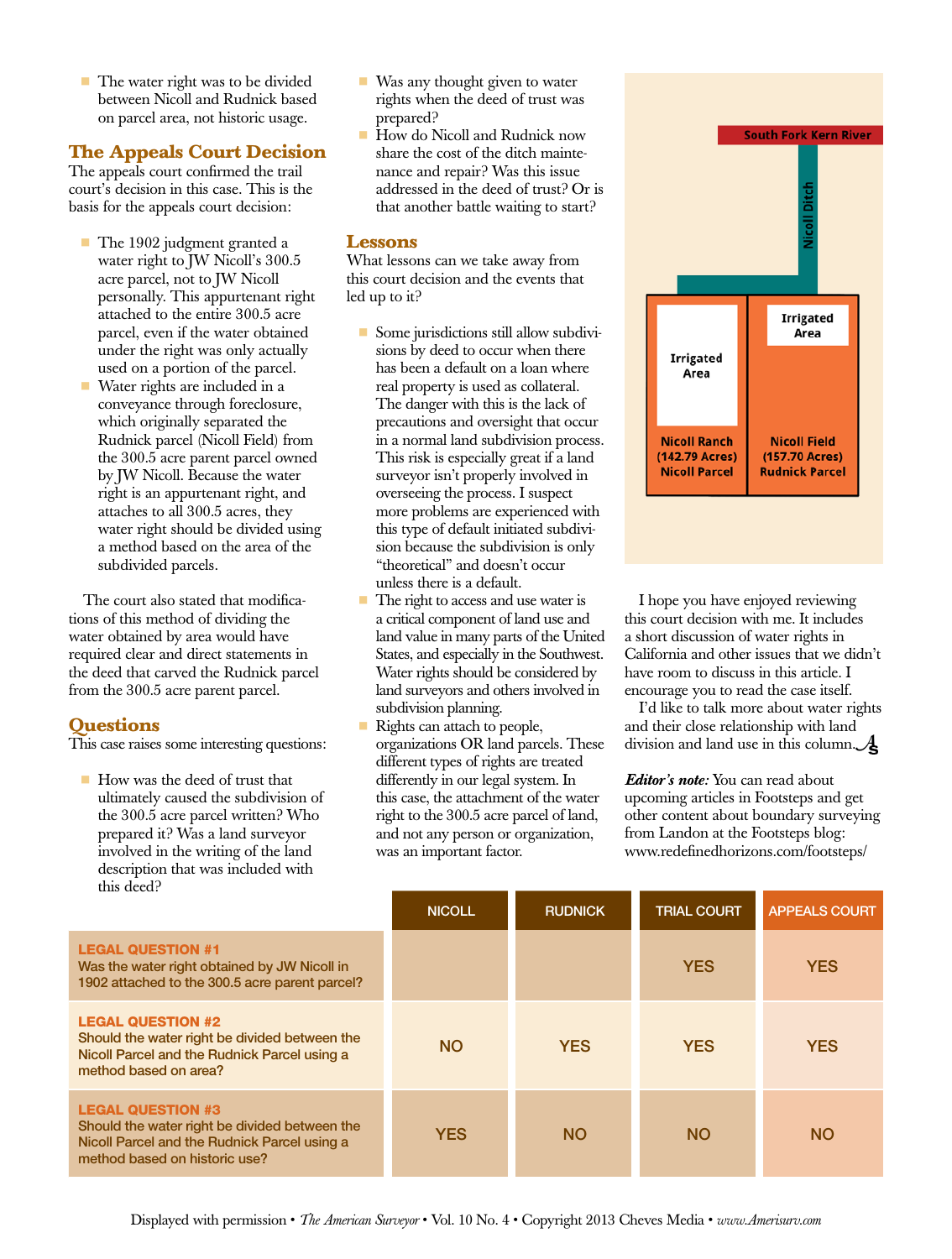- The water right was to be divided between Nicoll and Rudnick based on parcel area, not historic usage.

## The Appeals Court Decision

The appeals court confirmed the trail court's decision in this case. This is the basis for the appeals court decision:

- The 1902 judgment granted a water right to JW Nicoll's 300.5 acre parcel, not to JW Nicoll personally. This appurtenant right attached to the entire 300.5 acre parcel, even if the water obtained under the right was only actually used on a portion of the parcel.
- Water rights are included in a conveyance through foreclosure, which originally separated the Rudnick parcel (Nicoll Field) from the 300.5 acre parent parcel owned by JW Nicoll. Because the water right is an appurtenant right, and attaches to all 300.5 acres, they water right should be divided using a method based on the area of the subdivided parcels.

The court also stated that modifications of this method of dividing the water obtained by area would have required clear and direct statements in the deed that carved the Rudnick parcel from the 300.5 acre parent parcel.

## Questions

This case raises some interesting questions:

- How was the deed of trust that ultimately caused the subdivision of the 300.5 acre parcel written? Who prepared it? Was a land surveyor involved in the writing of the land description that was included with this deed?
- Was any thought given to water rights when the deed of trust was prepared?
- How do Nicoll and Rudnick now share the cost of the ditch maintenance and repair? Was this issue addressed in the deed of trust? Or is that another battle waiting to start?

## Lessons

What lessons can we take away from this court decision and the events that led up to it?

- Some jurisdictions still allow subdivisions by deed to occur when there has been a default on a loan where real property is used as collateral. The danger with this is the lack of precautions and oversight that occur in a normal land subdivision process. This risk is especially great if a land surveyor isn't properly involved in overseeing the process. I suspect more problems are experienced with this type of default initiated subdivision because the subdivision is only "theoretical" and doesn't occur unless there is a default.
- The right to access and use water is a critical component of land use and land value in many parts of the United States, and especially in the Southwest. Water rights should be considered by land surveyors and others involved in subdivision planning.
- Rights can attach to people, organizations OR land parcels. These different types of rights are treated differently in our legal system. In this case, the attachment of the water right to the 300.5 acre parcel of land, and not any person or organization, was an important factor.

South Fork Kern River

Nicoll Ditch

Irrigated Area

Irrigated Area

Nicoll Ranch (142.79 Acres) Nicoll Parcel

Nicoll Field (157.70 Acres) Rudnick Parcel

I hope you have enjoyed reviewing this court decision with me. It includes a short discussion of water rights in California and other issues that we didn't have room to discuss in this article. I encourage you to read the case itself.

I'd like to talk more about water rights and their close relationship with land division and land use in this column.

***Editor's note:*** You can read about upcoming articles in Footsteps and get other content about boundary surveying from Landon at the Footsteps blog: www.redefinedhorizons.com/footsteps/

| | NICOLL | RUDNICK | TRIAL COURT | APPEALS COURT |
|---|---|---|---|---|
| **LEGAL QUESTION #1** Was the water right obtained by JW Nicoll in 1902 attached to the 300.5 acre parent parcel? | | | YES | YES |
| **LEGAL QUESTION #2** Should the water right be divided between the Nicoll Parcel and the Rudnick Parcel using a method based on area? | NO | YES | YES | YES |
| **LEGAL QUESTION #3** Should the water right be divided between the Nicoll Parcel and the Rudnick Parcel using a method based on historic use? | YES | NO | NO | NO |

Displayed with permission • *The American Surveyor* • Vol. 10 No. 4 • Copyright 2013 Cheves Media • *www.Amerisurv.com*